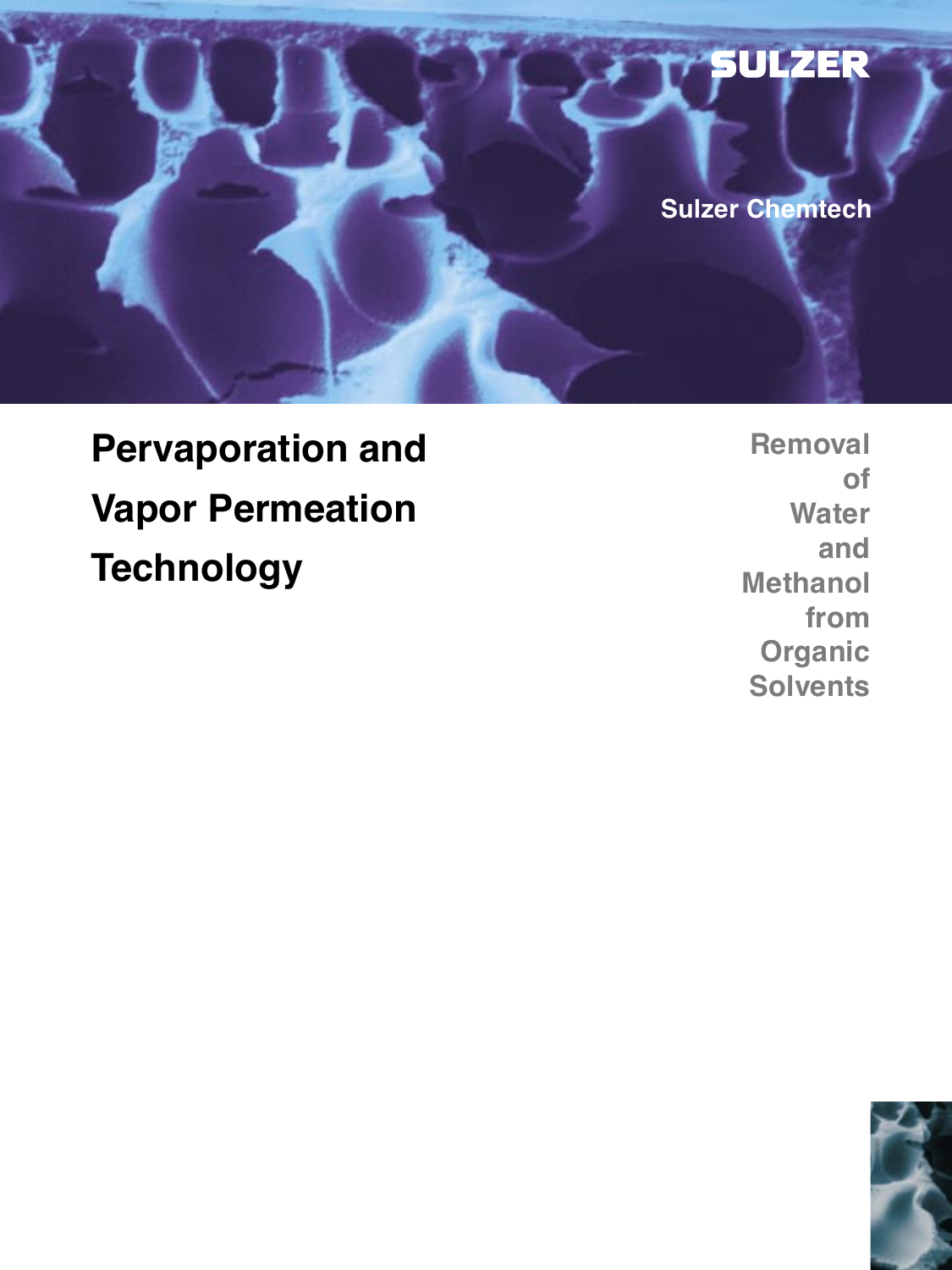SULZER

Sulzer Chemtech

# Pervaporation and Vapor Permeation Technology

Removal of Water and Methanol from Organic Solvents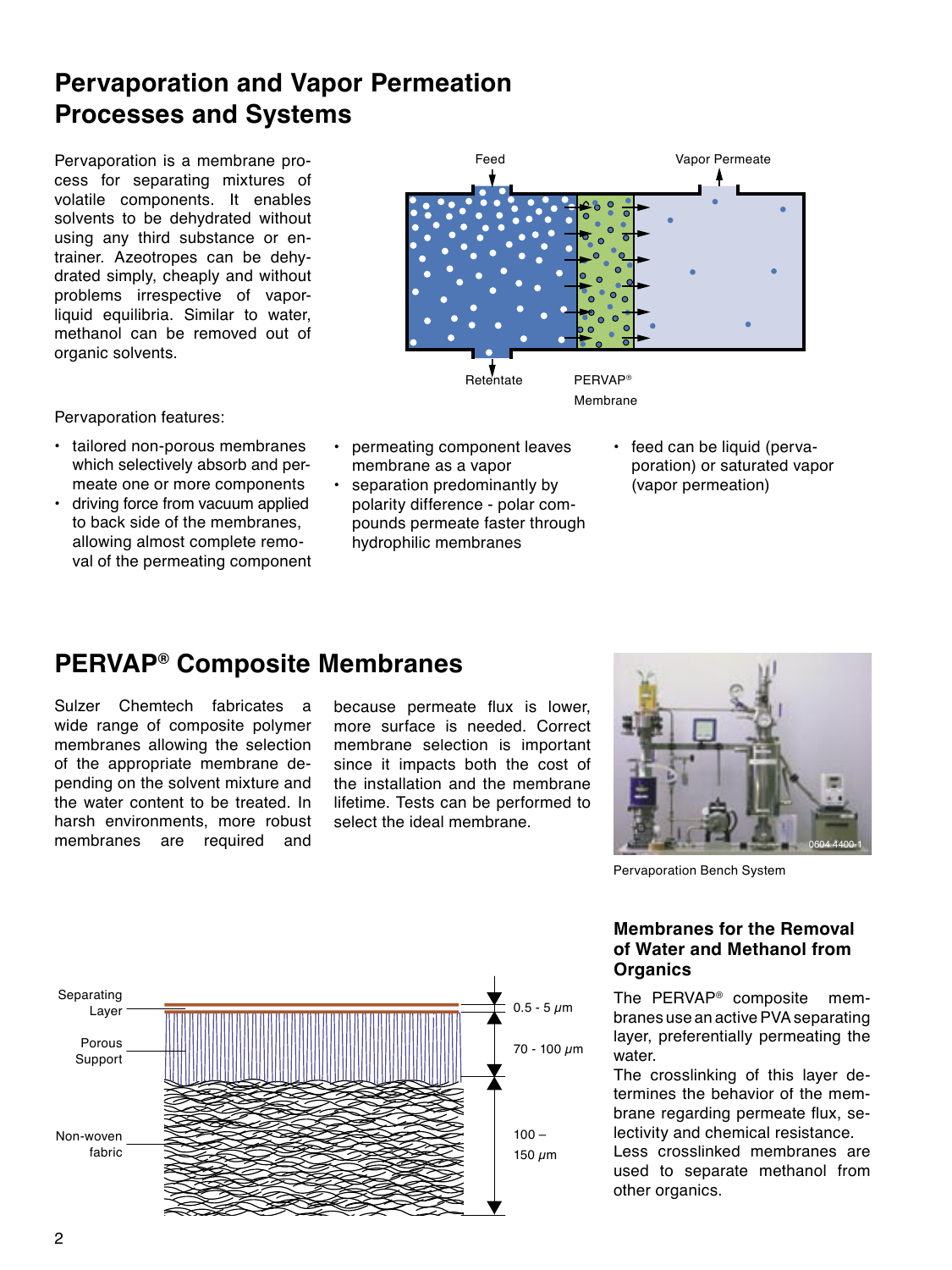# Pervaporation and Vapor Permeation Processes and Systems

Pervaporation is a membrane process for separating mixtures of volatile components. It enables solvents to be dehydrated without using any third substance or entrainer. Azeotropes can be dehydrated simply, cheaply and without problems irrespective of vapor-liquid equilibria. Similar to water, methanol can be removed out of organic solvents.

Feed

Vapor Permeate

Retentate

PERVAP® Membrane

Pervaporation features:

- tailored non-porous membranes which selectively absorb and permeate one or more components
- driving force from vacuum applied to back side of the membranes, allowing almost complete removal of the permeating component
- permeating component leaves membrane as a vapor
- separation predominantly by polarity difference - polar compounds permeate faster through hydrophilic membranes
- feed can be liquid (pervaporation) or saturated vapor (vapor permeation)

## PERVAP® Composite Membranes

Sulzer Chemtech fabricates a wide range of composite polymer membranes allowing the selection of the appropriate membrane depending on the solvent mixture and the water content to be treated. In harsh environments, more robust membranes are required and because permeate flux is lower, more surface is needed. Correct membrane selection is important since it impacts both the cost of the installation and the membrane lifetime. Tests can be performed to select the ideal membrane.

Pervaporation Bench System

Separating Layer — 0.5 - 5 $\mu m$

Porous Support — 70 - 100 $\mu m$

Non-woven fabric — 100 – 150 $\mu m$

### Membranes for the Removal of Water and Methanol from Organics

The PERVAP® composite membranes use an active PVA separating layer, preferentially permeating the water.

The crosslinking of this layer determines the behavior of the membrane regarding permeate flux, selectivity and chemical resistance.

Less crosslinked membranes are used to separate methanol from other organics.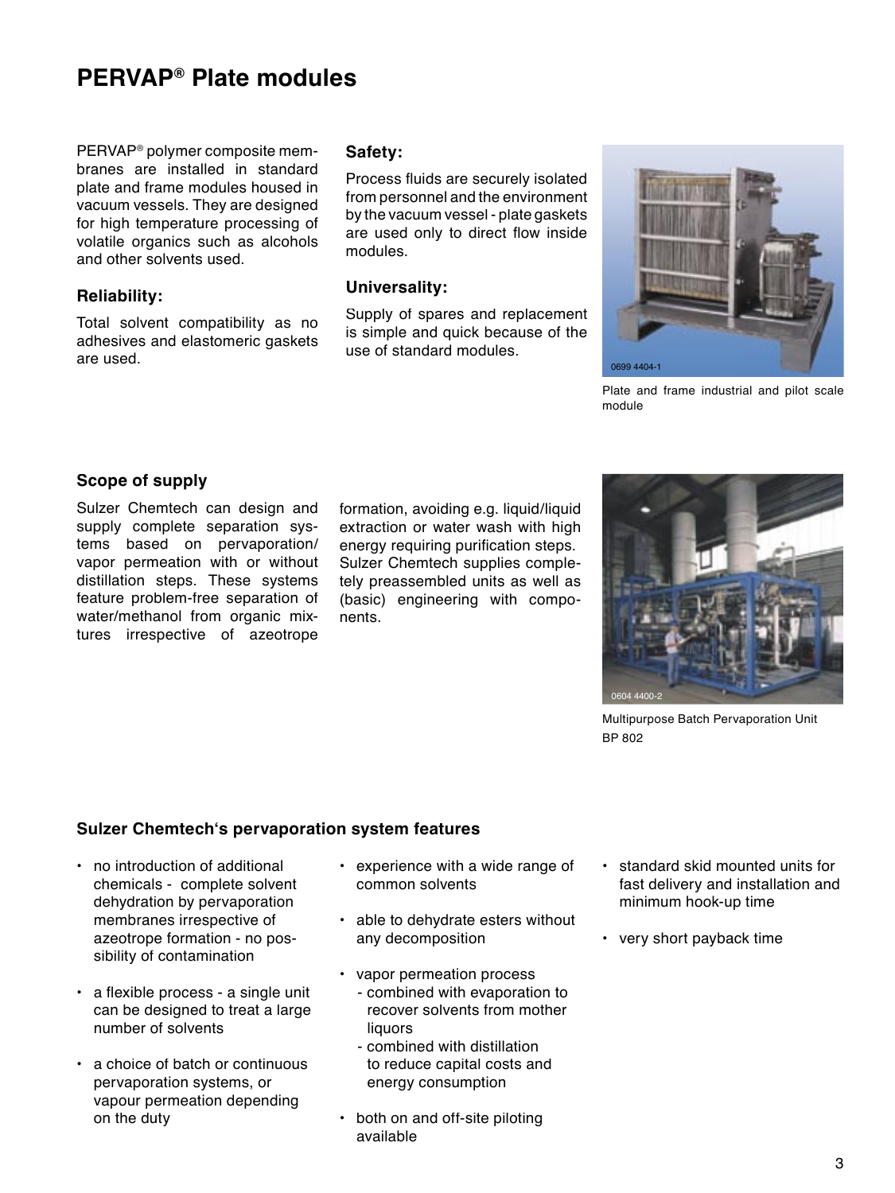# PERVAP® Plate modules

PERVAP® polymer composite membranes are installed in standard plate and frame modules housed in vacuum vessels. They are designed for high temperature processing of volatile organics such as alcohols and other solvents used.

### Reliability:

Total solvent compatibility as no adhesives and elastomeric gaskets are used.

### Safety:

Process fluids are securely isolated from personnel and the environment by the vacuum vessel - plate gaskets are used only to direct flow inside modules.

### Universality:

Supply of spares and replacement is simple and quick because of the use of standard modules.

Plate and frame industrial and pilot scale module

## Scope of supply

Sulzer Chemtech can design and supply complete separation systems based on pervaporation/ vapor permeation with or without distillation steps. These systems feature problem-free separation of water/methanol from organic mixtures irrespective of azeotrope formation, avoiding e.g. liquid/liquid extraction or water wash with high energy requiring purification steps. Sulzer Chemtech supplies completely preassembled units as well as (basic) engineering with components.

Multipurpose Batch Pervaporation Unit BP 802

## Sulzer Chemtech's pervaporation system features

- no introduction of additional chemicals - complete solvent dehydration by pervaporation membranes irrespective of azeotrope formation - no possibility of contamination
- a flexible process - a single unit can be designed to treat a large number of solvents
- a choice of batch or continuous pervaporation systems, or vapour permeation depending on the duty
- experience with a wide range of common solvents
- able to dehydrate esters without any decomposition
- vapor permeation process
  - combined with evaporation to recover solvents from mother liquors
  - combined with distillation to reduce capital costs and energy consumption
- both on and off-site piloting available
- standard skid mounted units for fast delivery and installation and minimum hook-up time
- very short payback time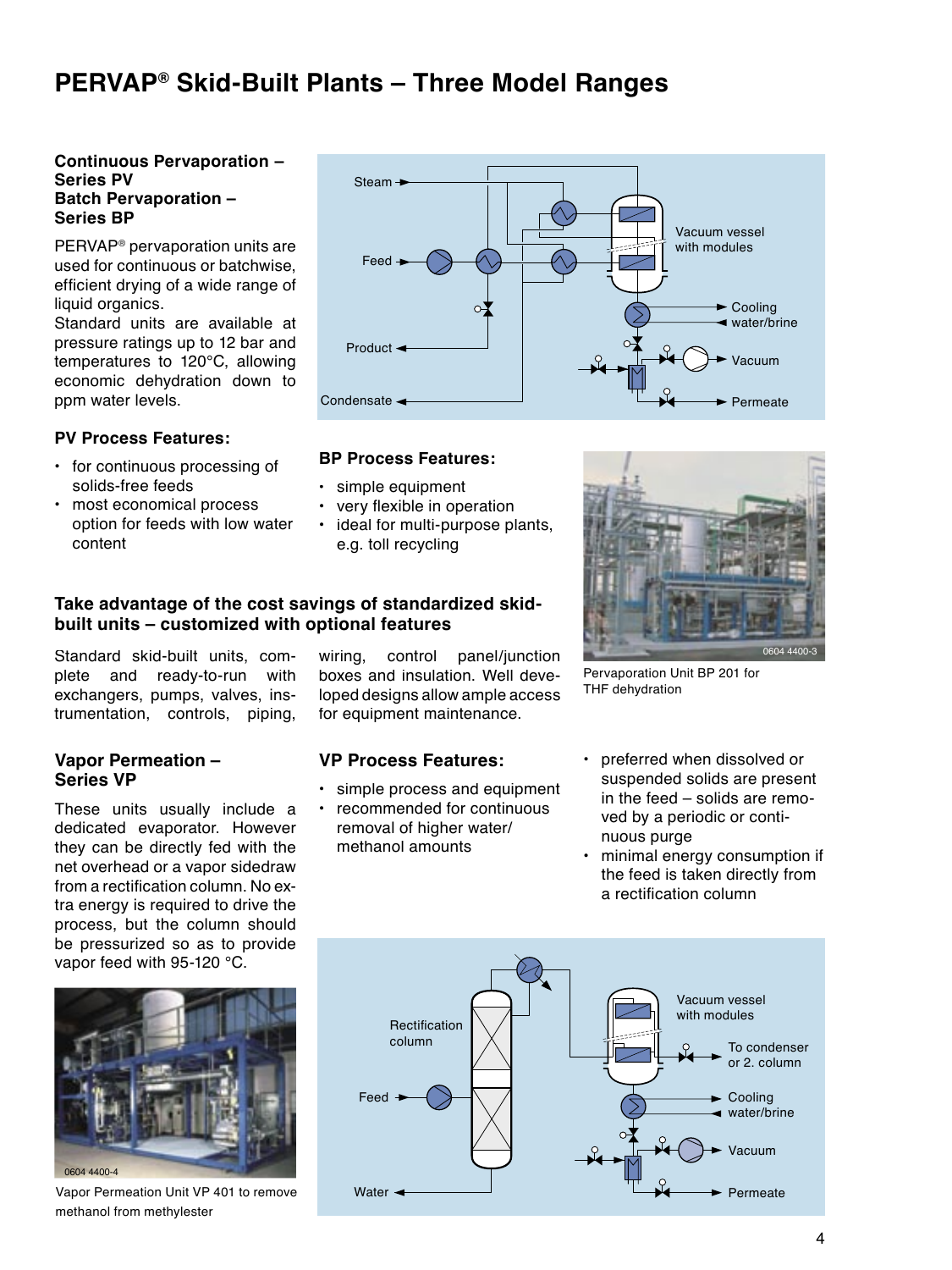# PERVAP® Skid-Built Plants – Three Model Ranges

## Continuous Pervaporation – Series PV
## Batch Pervaporation – Series BP

PERVAP® pervaporation units are used for continuous or batchwise, efficient drying of a wide range of liquid organics.
Standard units are available at pressure ratings up to 12 bar and temperatures to 120°C, allowing economic dehydration down to ppm water levels.

### PV Process Features:

- for continuous processing of solids-free feeds
- most economical process option for feeds with low water content

### BP Process Features:

- simple equipment
- very flexible in operation
- ideal for multi-purpose plants, e.g. toll recycling

Pervaporation Unit BP 201 for THF dehydration

### Take advantage of the cost savings of standardized skid-built units – customized with optional features

Standard skid-built units, complete and ready-to-run with exchangers, pumps, valves, instrumentation, controls, piping, wiring, control panel/junction boxes and insulation. Well developed designs allow ample access for equipment maintenance.

## Vapor Permeation – Series VP

These units usually include a dedicated evaporator. However they can be directly fed with the net overhead or a vapor sidedraw from a rectification column. No extra energy is required to drive the process, but the column should be pressurized so as to provide vapor feed with 95-120 °C.

Vapor Permeation Unit VP 401 to remove methanol from methylester

### VP Process Features:

- simple process and equipment
- recommended for continuous removal of higher water/methanol amounts
- preferred when dissolved or suspended solids are present in the feed – solids are removed by a periodic or continuous purge
- minimal energy consumption if the feed is taken directly from a rectification column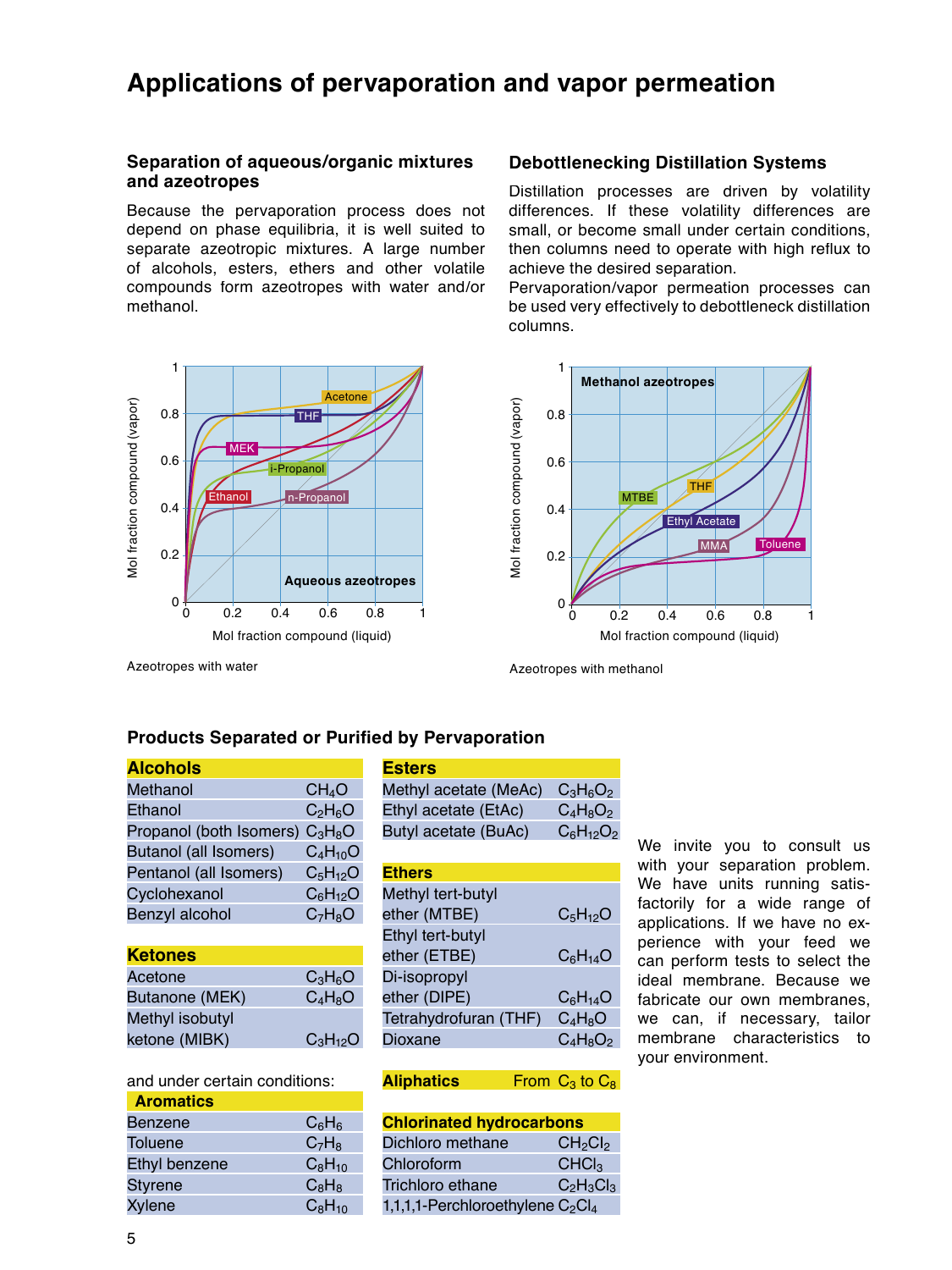# Applications of pervaporation and vapor permeation

## Separation of aqueous/organic mixtures and azeotropes

Because the pervaporation process does not depend on phase equilibria, it is well suited to separate azeotropic mixtures. A large number of alcohols, esters, ethers and other volatile compounds form azeotropes with water and/or methanol.

## Debottlenecking Distillation Systems

Distillation processes are driven by volatility differences. If these volatility differences are small, or become small under certain conditions, then columns need to operate with high reflux to achieve the desired separation.
Pervaporation/vapor permeation processes can be used very effectively to debottleneck distillation columns.

Azeotropes with water

Azeotropes with methanol

## Products Separated or Purified by Pervaporation

| Alcohols | |
|---|---|
| Methanol | $CH_4O$ |
| Ethanol | $C_2H_6O$ |
| Propanol (both Isomers) | $C_3H_8O$ |
| Butanol (all Isomers) | $C_4H_{10}O$ |
| Pentanol (all Isomers) | $C_5H_{12}O$ |
| Cyclohexanol | $C_6H_{12}O$ |
| Benzyl alcohol | $C_7H_8O$ |

| Ketones | |
|---|---|
| Acetone | $C_3H_6O$ |
| Butanone (MEK) | $C_4H_8O$ |
| Methyl isobutyl ketone (MIBK) | $C_3H_{12}O$ |

and under certain conditions:

| Aromatics | |
|---|---|
| Benzene | $C_6H_6$ |
| Toluene | $C_7H_8$ |
| Ethyl benzene | $C_8H_{10}$ |
| Styrene | $C_8H_8$ |
| Xylene | $C_8H_{10}$ |

| Esters | |
|---|---|
| Methyl acetate (MeAc) | $C_3H_6O_2$ |
| Ethyl acetate (EtAc) | $C_4H_8O_2$ |
| Butyl acetate (BuAc) | $C_6H_{12}O_2$ |

| Ethers | |
|---|---|
| Methyl tert-butyl ether (MTBE) | $C_5H_{12}O$ |
| Ethyl tert-butyl ether (ETBE) | $C_6H_{14}O$ |
| Di-isopropyl ether (DIPE) | $C_6H_{14}O$ |
| Tetrahydrofuran (THF) | $C_4H_8O$ |
| Dioxane | $C_4H_8O_2$ |

| Aliphatics | From $C_3$ to $C_8$ |
|---|---|

| Chlorinated hydrocarbons | |
|---|---|
| Dichloro methane | $CH_2Cl_2$ |
| Chloroform | $CHCl_3$ |
| Trichloro ethane | $C_2H_3Cl_3$ |
| 1,1,1,1-Perchloroethylene | $C_2Cl_4$ |

We invite you to consult us with your separation problem. We have units running satisfactorily for a wide range of applications. If we have no experience with your feed we can perform tests to select the ideal membrane. Because we fabricate our own membranes, we can, if necessary, tailor membrane characteristics to your environment.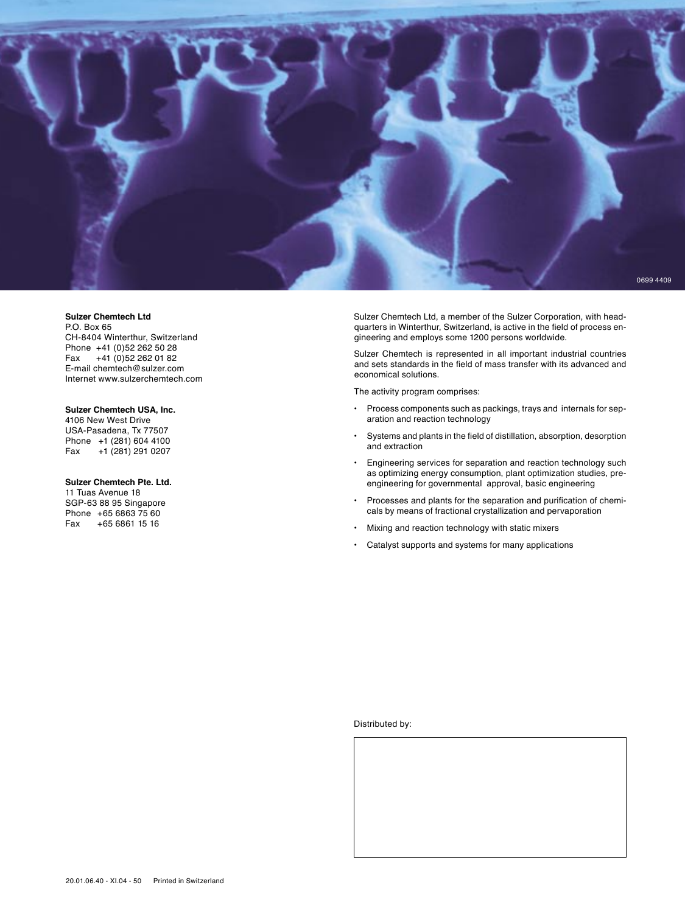**Sulzer Chemtech Ltd**
P.O. Box 65
CH-8404 Winterthur, Switzerland
Phone +41 (0)52 262 50 28
Fax +41 (0)52 262 01 82
E-mail chemtech@sulzer.com
Internet www.sulzerchemtech.com

**Sulzer Chemtech USA, Inc.**
4106 New West Drive
USA-Pasadena, Tx 77507
Phone +1 (281) 604 4100
Fax +1 (281) 291 0207

**Sulzer Chemtech Pte. Ltd.**
11 Tuas Avenue 18
SGP-63 88 95 Singapore
Phone +65 6863 75 60
Fax +65 6861 15 16

Sulzer Chemtech Ltd, a member of the Sulzer Corporation, with headquarters in Winterthur, Switzerland, is active in the field of process engineering and employs some 1200 persons worldwide.

Sulzer Chemtech is represented in all important industrial countries and sets standards in the field of mass transfer with its advanced and economical solutions.

The activity program comprises:

- Process components such as packings, trays and internals for separation and reaction technology
- Systems and plants in the field of distillation, absorption, desorption and extraction
- Engineering services for separation and reaction technology such as optimizing energy consumption, plant optimization studies, pre-engineering for governmental approval, basic engineering
- Processes and plants for the separation and purification of chemicals by means of fractional crystallization and pervaporation
- Mixing and reaction technology with static mixers
- Catalyst supports and systems for many applications

Distributed by:

20.01.06.40 - XI.04 - 50 Printed in Switzerland